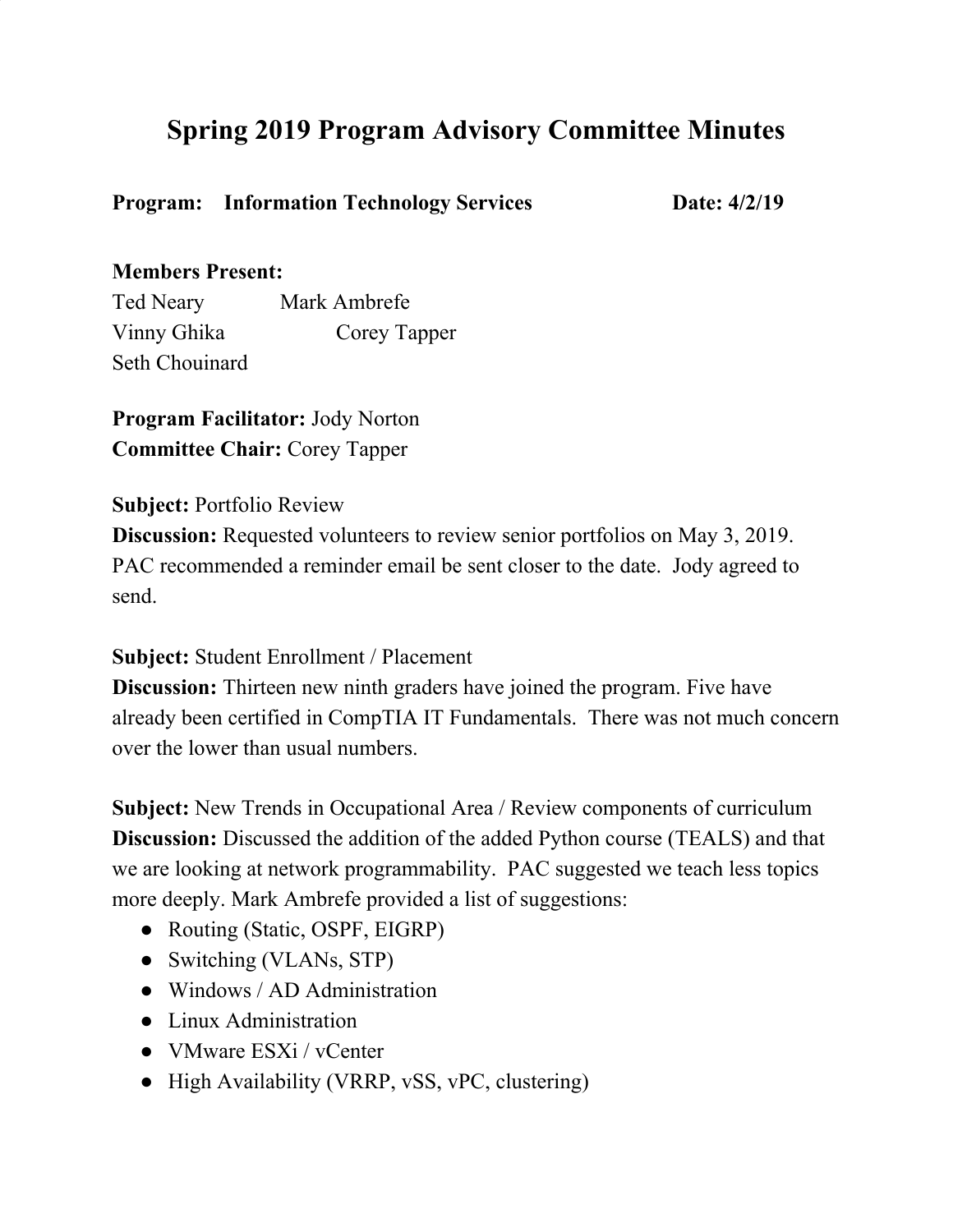# Spring 2019 Program Advisory Committee Minutes

**Program: Information Technology Services** **Date: 4/2/19**

**Members Present:**

Ted Neary Mark Ambrefe

Vinny Ghika Corey Tapper

Seth Chouinard

**Program Facilitator:** Jody Norton

**Committee Chair:** Corey Tapper

**Subject:** Portfolio Review

**Discussion:** Requested volunteers to review senior portfolios on May 3, 2019. PAC recommended a reminder email be sent closer to the date. Jody agreed to send.

**Subject:** Student Enrollment / Placement

**Discussion:** Thirteen new ninth graders have joined the program. Five have already been certified in CompTIA IT Fundamentals. There was not much concern over the lower than usual numbers.

**Subject:** New Trends in Occupational Area / Review components of curriculum

**Discussion:** Discussed the addition of the added Python course (TEALS) and that we are looking at network programmability. PAC suggested we teach less topics more deeply. Mark Ambrefe provided a list of suggestions:

- Routing (Static, OSPF, EIGRP)
- Switching (VLANs, STP)
- Windows / AD Administration
- Linux Administration
- VMware ESXi / vCenter
- High Availability (VRRP, vSS, vPC, clustering)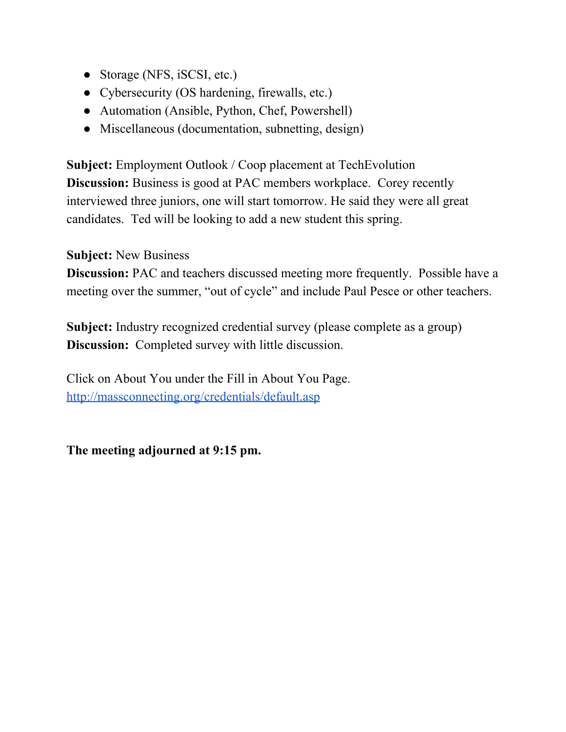- Storage (NFS, iSCSI, etc.)
- Cybersecurity (OS hardening, firewalls, etc.)
- Automation (Ansible, Python, Chef, Powershell)
- Miscellaneous (documentation, subnetting, design)

**Subject:** Employment Outlook / Coop placement at TechEvolution
**Discussion:** Business is good at PAC members workplace. Corey recently interviewed three juniors, one will start tomorrow. He said they were all great candidates. Ted will be looking to add a new student this spring.

**Subject:** New Business
**Discussion:** PAC and teachers discussed meeting more frequently. Possible have a meeting over the summer, "out of cycle" and include Paul Pesce or other teachers.

**Subject:** Industry recognized credential survey (please complete as a group)
**Discussion:** Completed survey with little discussion.

Click on About You under the Fill in About You Page.
[http://massconnecting.org/credentials/default.asp](http://massconnecting.org/credentials/default.asp)

**The meeting adjourned at 9:15 pm.**